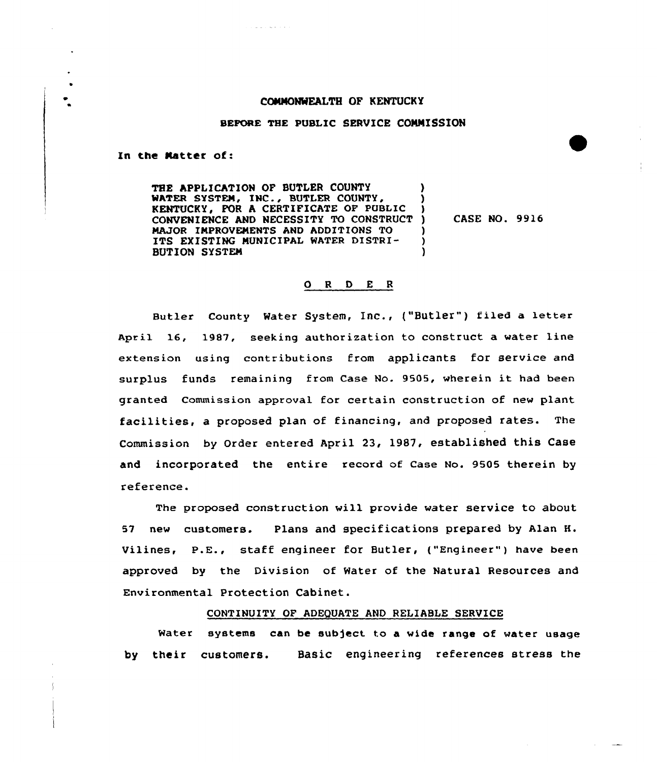COMMONWEALTH OF KENTUCKY

BEFORE THE PUBLIC SERVICE COMMISSION

In the Matter of:

THE APPLICATION OF BUTLER COUNTY WATER SYSTEM, INC., BUTLER COUNTY, KENTUCKY, FOR A CERTIFICATE OF PUBLIC CONVENIENCE AND NECESSITY TO CONSTRUCT MAJOR IMPROVEMENTS AND ADDITIONS TO ITS EXISTING MUNICIPAL WATER DISTRIBUTION SYSTEM ) CASE NO. 9916

O R D E R

Butler County Water System, Inc., ("Butler") filed a letter April 16, 1987, seeking authorization to construct a water line extension using contributions from applicants for service and surplus funds remaining from Case No. 9505, wherein it had been granted Commission approval for certain construction of new plant facilities, a proposed plan of financing, and proposed rates. The Commission by Order entered April 23, 1987, established this Case and incorporated the entire record of Case No. 9505 therein by reference.

The proposed construction will provide water service to about 57 new customers. Plans and specifications prepared by Alan H. Vilines, P.E., staff engineer for Butler, ("Engineer") have been approved by the Division of Water of the Natural Resources and Environmental Protection Cabinet.

CONTINUITY OF ADEQUATE AND RELIABLE SERVICE

Water systems can be subject to a wide range of water usage by their customers. Basic engineering references stress the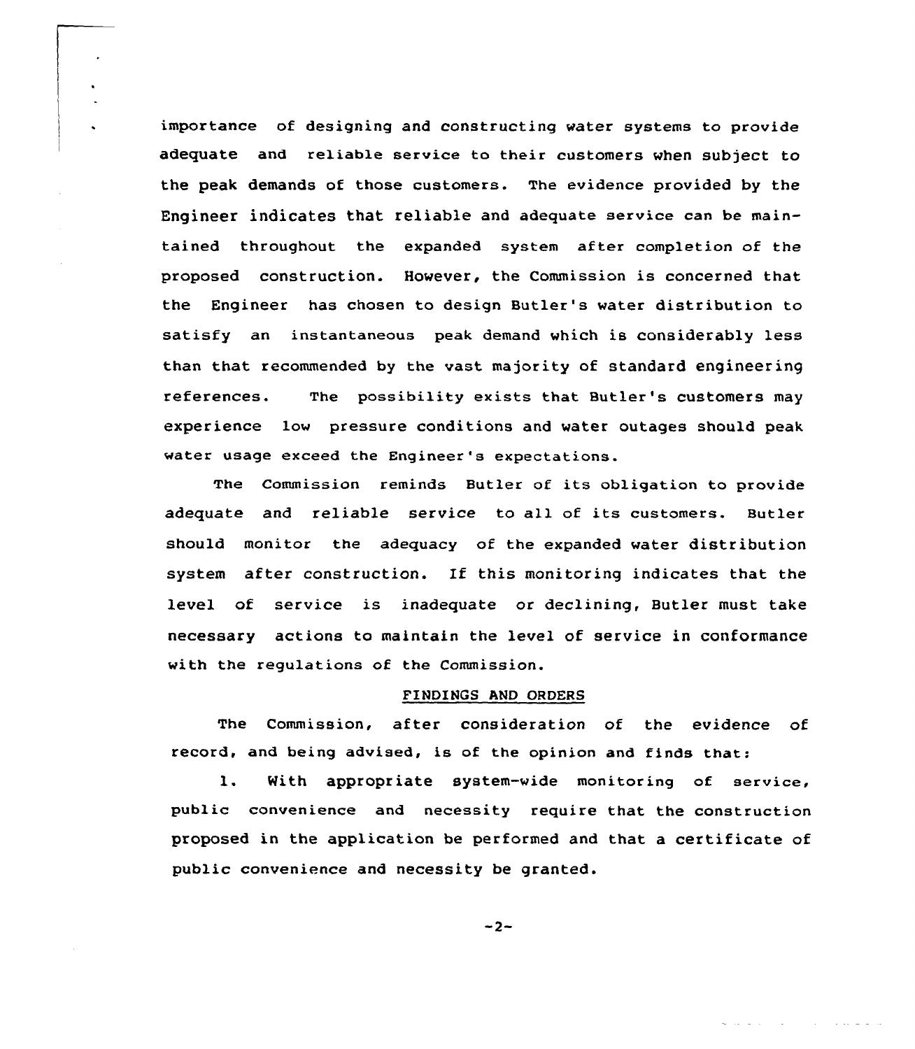importance of designing and constructing water systems to provide adequate and reliable service to their customers when subject to the peak demands of those customers. The evidence provided by the Engineer indicates that reliable and adequate service can be maintained throughout the expanded system after completion of the proposed construction. However, the Commission is concerned that the Engineer has chosen to design Butler's water distribution to satisfy an instantaneous peak demand which is considerably less than that recommended by the vast majority of standard engineering references. The possibility exists that Butler's customers may experience low pressure conditions and water outages should peak water usage exceed the Engineer's expectations.

The Commission reminds Butler of its obligation to provide adequate and reliable service to all of its customers. Butler should monitor the adequacy of the expanded water distribution system after construction. If this monitoring indicates that the level of service is inadequate or declining, Butler must take necessary actions to maintain the level of service in conformance with the regulations of the Commission.

## FINDINGS AND ORDERS

The Commission, after consideration of the evidence of record, and being advised, is of the opinion and finds that:

1. With appropriate system-wide monitoring of service, public convenience and necessity require that the construction proposed in the application be performed and that a certificate of public convenience and necessity be granted.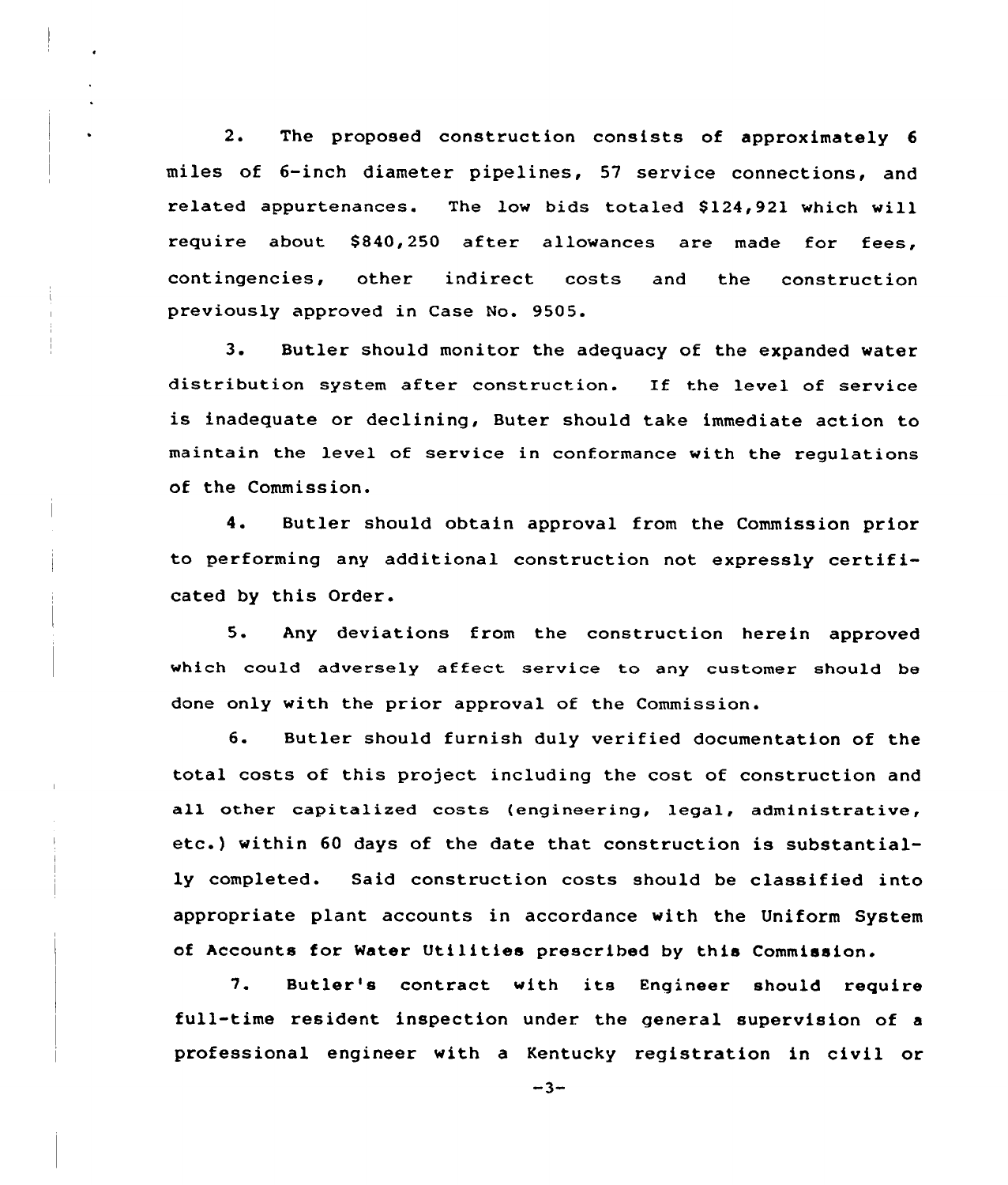2. The proposed construction consists of approximately 6 miles of 6-inch diameter pipelines, 57 service connections, and related appurtenances. The low bids totaled $124,921 which will require about $840,250 after allowances are made for fees, contingencies, other indirect costs and the construction previously approved in Case No. 9505.

3. Butler should monitor the adequacy of the expanded water distribution system after construction. If the level of service is inadequate or declining, Buter should take immediate action to maintain the level of service in conformance with the regulations of the Commission.

4. Butler should obtain approval from the Commission prior to performing any additional construction not expressly certificated by this Order.

5. Any deviations from the construction herein approved which could adversely affect service to any customer should be done only with the prior approval of the Commission.

6. Butler should furnish duly verified documentation of the total costs of this project including the cost of construction and all other capitalized costs (engineering, legal, administrative, etc.) within 60 days of the date that construction is substantially completed. Said construction costs should be classified into appropriate plant accounts in accordance with the Uniform System of Accounts for Water Utilities prescribed by this Commission.

7. Butler's contract with its Engineer should require full-time resident inspection under the general supervision of a professional engineer with a Kentucky registration in civil or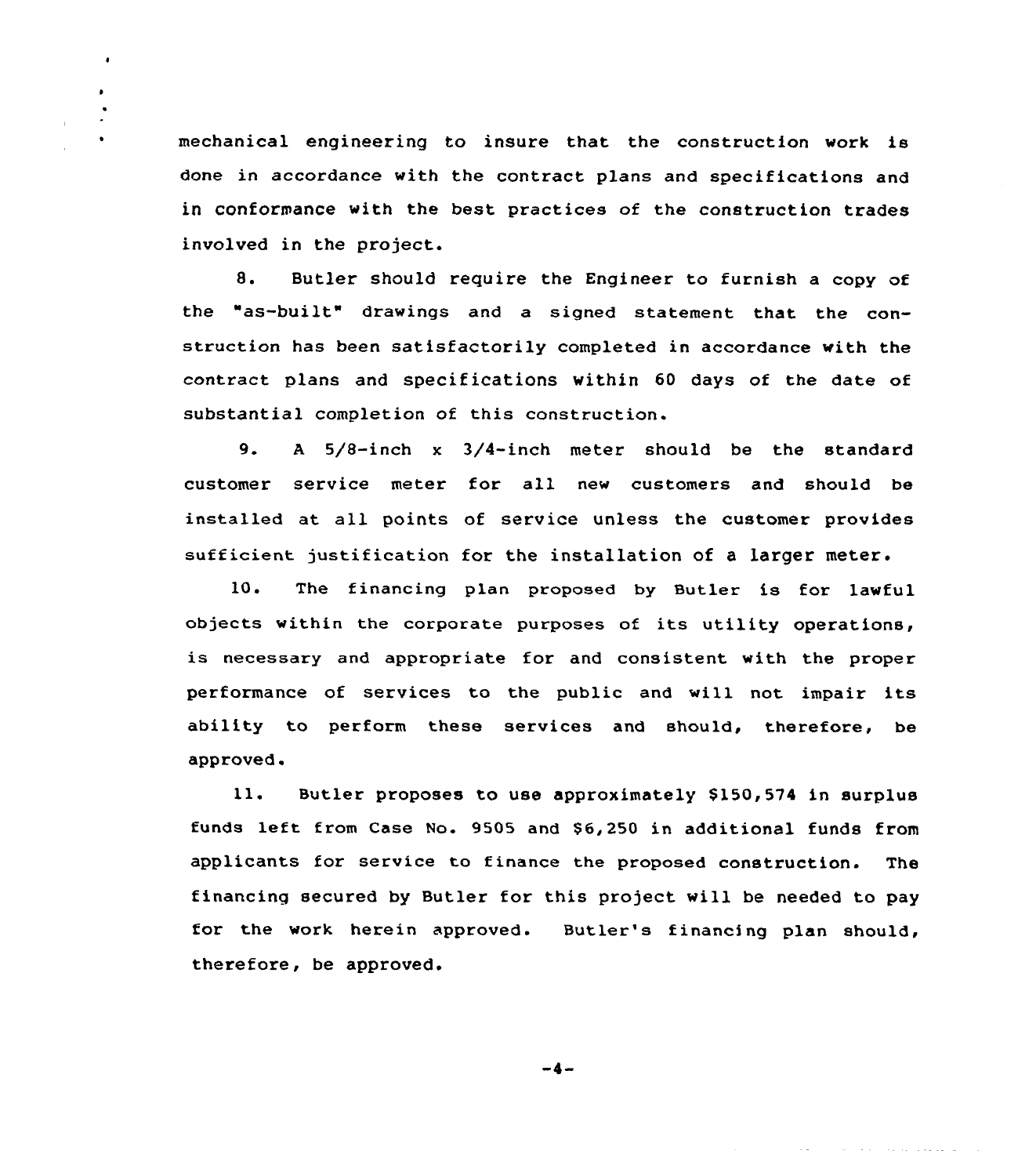mechanical engineering to insure that the construction work is done in accordance with the contract plans and specifications and in conformance with the best practices of the construction trades involved in the project.

8. Butler should require the Engineer to furnish a copy of the "as-built" drawings and a signed statement that the construction has been satisfactorily completed in accordance with the contract plans and specifications within 60 days of the date of substantial completion of this construction.

9. A 5/8-inch x 3/4-inch meter should be the standard customer service meter for all new customers and should be installed at all points of service unless the customer provides sufficient justification for the installation of a larger meter.

10. The financing plan proposed by Butler is for lawful objects within the corporate purposes of its utility operations, is necessary and appropriate for and consistent with the proper performance of services to the public and will not impair its ability to perform these services and should, therefore, be approved.

11. Butler proposes to use approximately $150,574 in surplus funds left from Case No. 9505 and $6,250 in additional funds from applicants for service to finance the proposed construction. The financing secured by Butler for this project will be needed to pay for the work herein approved. Butler's financing plan should, therefore, be approved.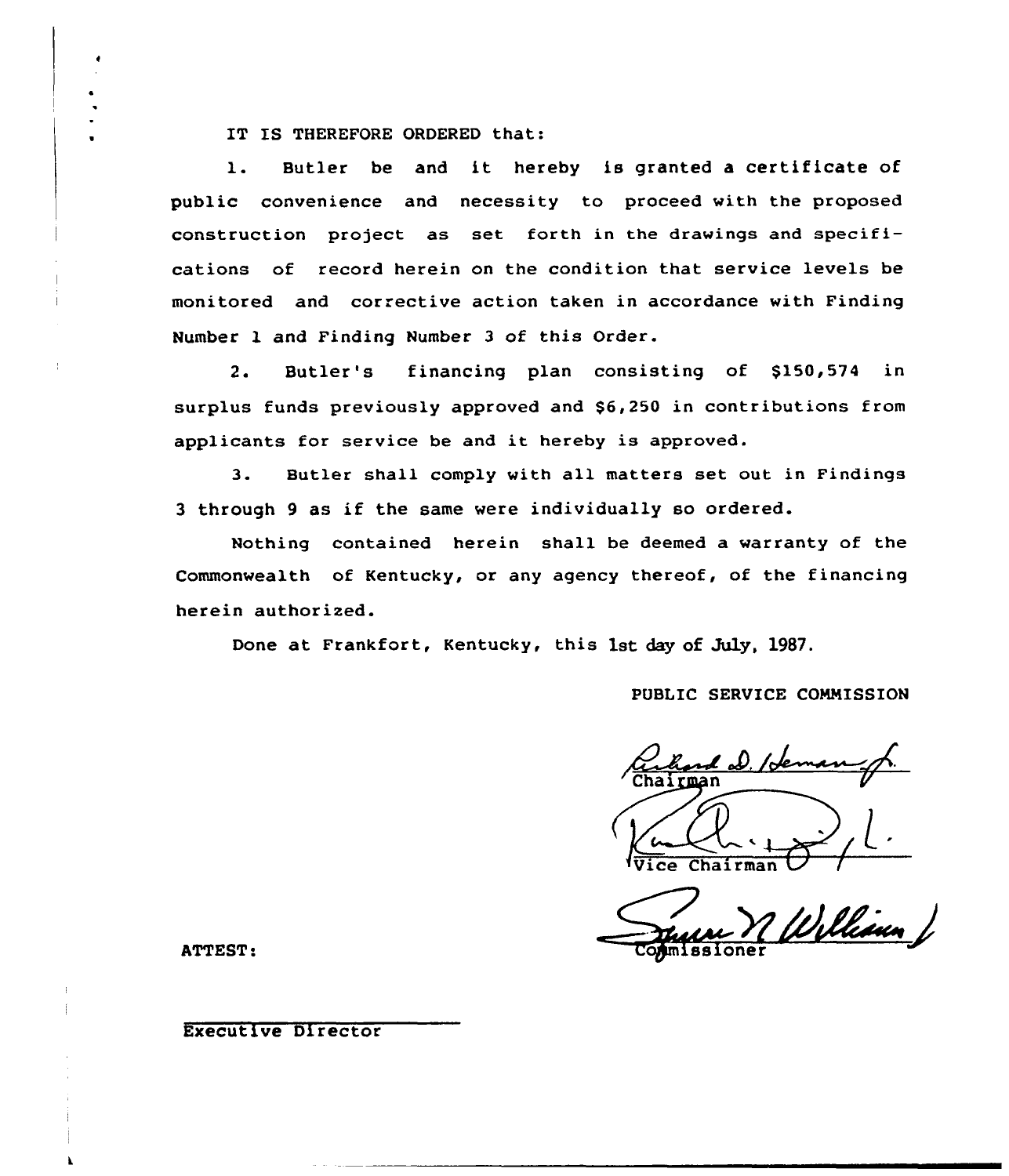IT IS THEREFORE ORDERED that:

1. Butler be and it hereby is granted a certificate of public convenience and necessity to proceed with the proposed construction project as set forth in the drawings and specifications of record herein on the condition that service levels be monitored and corrective action taken in accordance with Finding Number 1 and Finding Number 3 of this Order.

2. Butler's financing plan consisting of $150,574 in surplus funds previously approved and $6,250 in contributions from applicants for service be and it hereby is approved.

3. Butler shall comply with all matters set out in Findings 3 through 9 as if the same were individually so ordered.

Nothing contained herein shall be deemed a warranty of the Commonwealth of Kentucky, or any agency thereof, of the financing herein authorized.

Done at Frankfort, Kentucky, this 1st day of July, 1987.

PUBLIC SERVICE COMMISSION

Chairman

Vice Chairman

Commissioner

ATTEST:

Executive Director